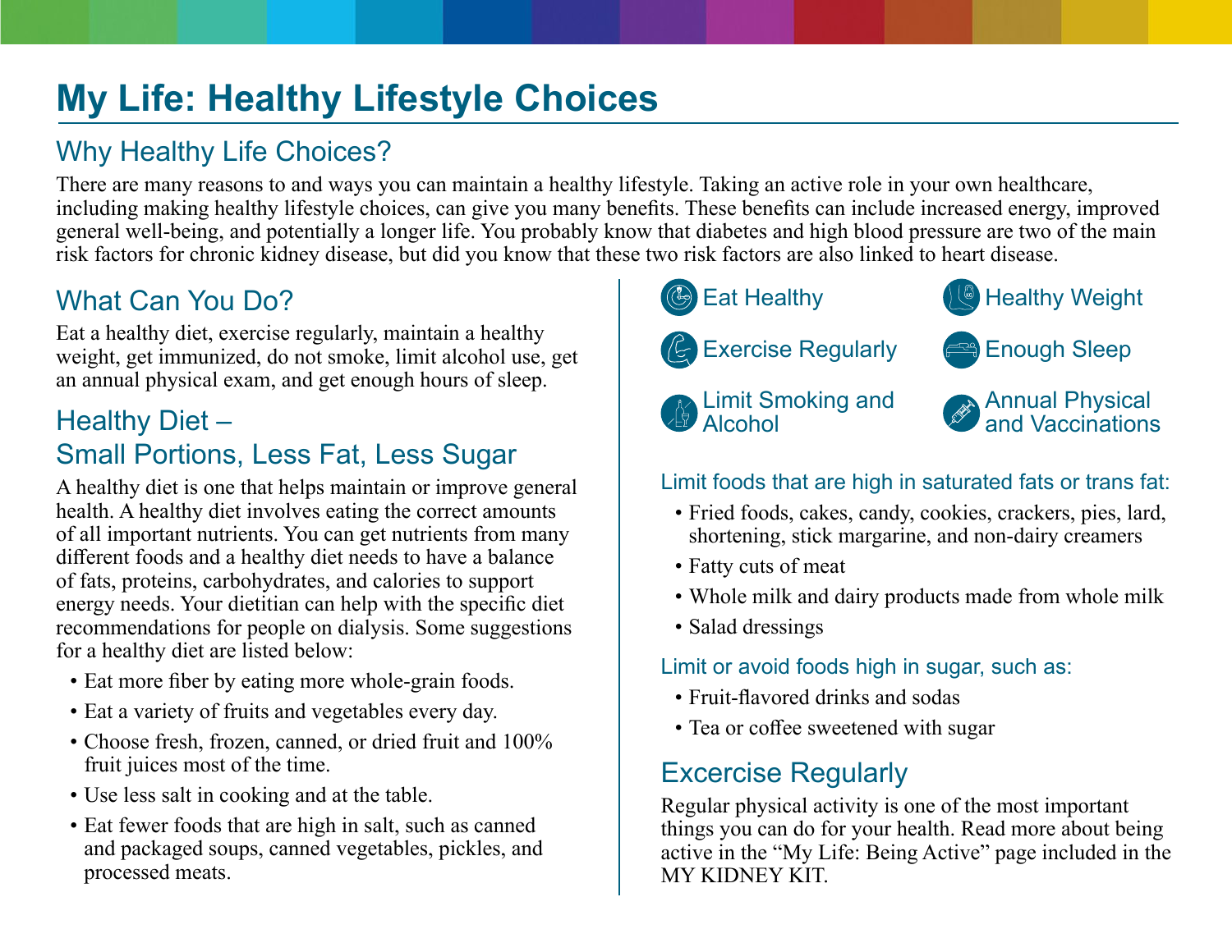# My Life: Healthy Lifestyle Choices

## Why Healthy Life Choices?

There are many reasons to and ways you can maintain a healthy lifestyle. Taking an active role in your own healthcare, including making healthy lifestyle choices, can give you many benefits. These benefits can include increased energy, improved general well-being, and potentially a longer life. You probably know that diabetes and high blood pressure are two of the main risk factors for chronic kidney disease, but did you know that these two risk factors are also linked to heart disease.

## What Can You Do?

Eat a healthy diet, exercise regularly, maintain a healthy weight, get immunized, do not smoke, limit alcohol use, get an annual physical exam, and get enough hours of sleep.

- Eat Healthy
- Healthy Weight
- Exercise Regularly
- Enough Sleep
- Limit Smoking and Alcohol
- Annual Physical and Vaccinations

## Healthy Diet – Small Portions, Less Fat, Less Sugar

A healthy diet is one that helps maintain or improve general health. A healthy diet involves eating the correct amounts of all important nutrients. You can get nutrients from many different foods and a healthy diet needs to have a balance of fats, proteins, carbohydrates, and calories to support energy needs. Your dietitian can help with the specific diet recommendations for people on dialysis. Some suggestions for a healthy diet are listed below:

- Eat more fiber by eating more whole-grain foods.
- Eat a variety of fruits and vegetables every day.
- Choose fresh, frozen, canned, or dried fruit and 100% fruit juices most of the time.
- Use less salt in cooking and at the table.
- Eat fewer foods that are high in salt, such as canned and packaged soups, canned vegetables, pickles, and processed meats.

### Limit foods that are high in saturated fats or trans fat:

- Fried foods, cakes, candy, cookies, crackers, pies, lard, shortening, stick margarine, and non-dairy creamers
- Fatty cuts of meat
- Whole milk and dairy products made from whole milk
- Salad dressings

### Limit or avoid foods high in sugar, such as:

- Fruit-flavored drinks and sodas
- Tea or coffee sweetened with sugar

## Excercise Regularly

Regular physical activity is one of the most important things you can do for your health. Read more about being active in the "My Life: Being Active" page included in the MY KIDNEY KIT.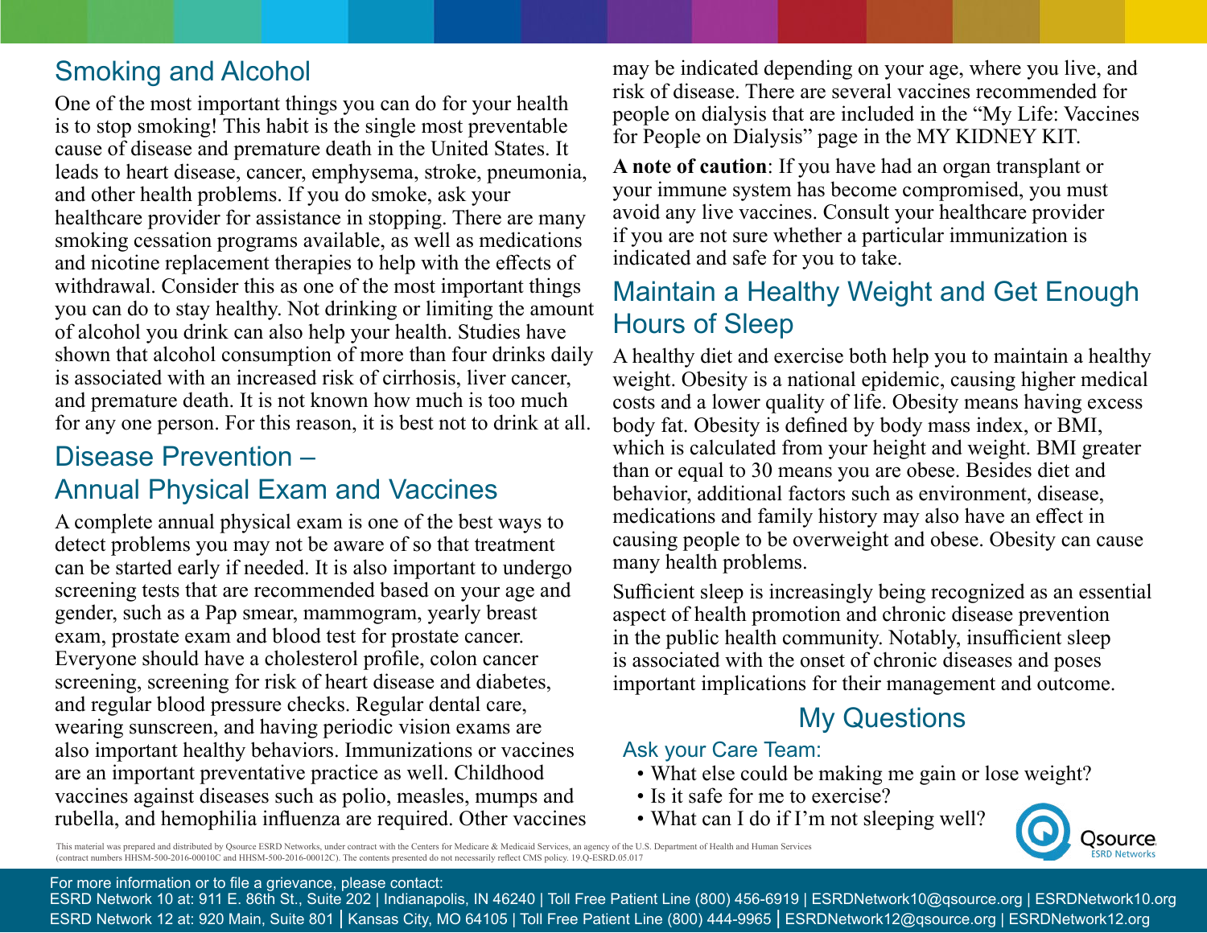## Smoking and Alcohol

One of the most important things you can do for your health is to stop smoking! This habit is the single most preventable cause of disease and premature death in the United States. It leads to heart disease, cancer, emphysema, stroke, pneumonia, and other health problems. If you do smoke, ask your healthcare provider for assistance in stopping. There are many smoking cessation programs available, as well as medications and nicotine replacement therapies to help with the effects of withdrawal. Consider this as one of the most important things you can do to stay healthy. Not drinking or limiting the amount of alcohol you drink can also help your health. Studies have shown that alcohol consumption of more than four drinks daily is associated with an increased risk of cirrhosis, liver cancer, and premature death. It is not known how much is too much for any one person. For this reason, it is best not to drink at all.

## Disease Prevention – Annual Physical Exam and Vaccines

A complete annual physical exam is one of the best ways to detect problems you may not be aware of so that treatment can be started early if needed. It is also important to undergo screening tests that are recommended based on your age and gender, such as a Pap smear, mammogram, yearly breast exam, prostate exam and blood test for prostate cancer. Everyone should have a cholesterol profile, colon cancer screening, screening for risk of heart disease and diabetes, and regular blood pressure checks. Regular dental care, wearing sunscreen, and having periodic vision exams are also important healthy behaviors. Immunizations or vaccines are an important preventative practice as well. Childhood vaccines against diseases such as polio, measles, mumps and rubella, and hemophilia influenza are required. Other vaccines may be indicated depending on your age, where you live, and risk of disease. There are several vaccines recommended for people on dialysis that are included in the "My Life: Vaccines for People on Dialysis" page in the MY KIDNEY KIT.

**A note of caution**: If you have had an organ transplant or your immune system has become compromised, you must avoid any live vaccines. Consult your healthcare provider if you are not sure whether a particular immunization is indicated and safe for you to take.

## Maintain a Healthy Weight and Get Enough Hours of Sleep

A healthy diet and exercise both help you to maintain a healthy weight. Obesity is a national epidemic, causing higher medical costs and a lower quality of life. Obesity means having excess body fat. Obesity is defined by body mass index, or BMI, which is calculated from your height and weight. BMI greater than or equal to 30 means you are obese. Besides diet and behavior, additional factors such as environment, disease, medications and family history may also have an effect in causing people to be overweight and obese. Obesity can cause many health problems.

Sufficient sleep is increasingly being recognized as an essential aspect of health promotion and chronic disease prevention in the public health community. Notably, insufficient sleep is associated with the onset of chronic diseases and poses important implications for their management and outcome.

## My Questions

### Ask your Care Team:

- What else could be making me gain or lose weight?
- Is it safe for me to exercise?
- What can I do if I'm not sleeping well?

Qsource ESRD Networks

This material was prepared and distributed by Qsource ESRD Networks, under contract with the Centers for Medicare & Medicaid Services, an agency of the U.S. Department of Health and Human Services (contract numbers HHSM-500-2016-00010C and HHSM-500-2016-00012C). The contents presented do not necessarily reflect CMS policy. 19.Q-ESRD.05.017

For more information or to file a grievance, please contact:
ESRD Network 10 at: 911 E. 86th St., Suite 202 | Indianapolis, IN 46240 | Toll Free Patient Line (800) 456-6919 | ESRDNetwork10@qsource.org | ESRDNetwork10.org
ESRD Network 12 at: 920 Main, Suite 801 | Kansas City, MO 64105 | Toll Free Patient Line (800) 444-9965 | ESRDNetwork12@qsource.org | ESRDNetwork12.org